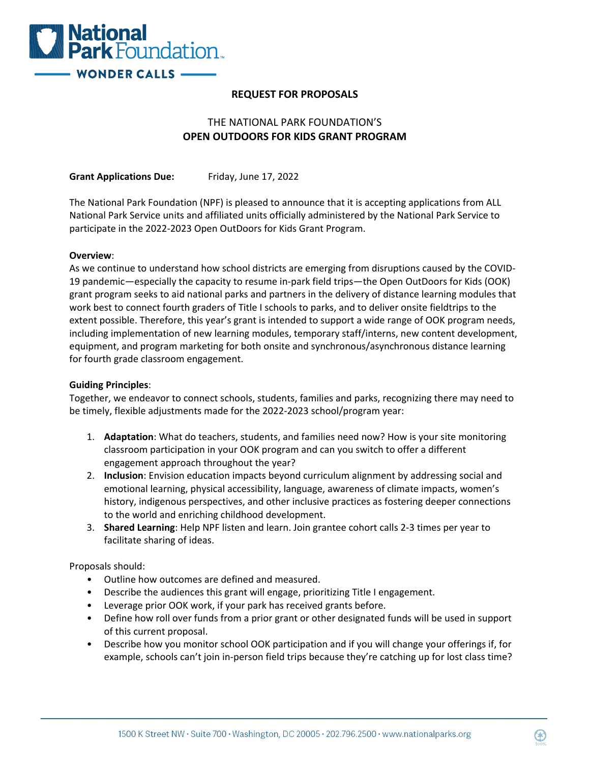# REQUEST FOR PROPOSALS

## THE NATIONAL PARK FOUNDATION'S
## OPEN OUTDOORS FOR KIDS GRANT PROGRAM

**Grant Applications Due:** Friday, June 17, 2022

The National Park Foundation (NPF) is pleased to announce that it is accepting applications from ALL National Park Service units and affiliated units officially administered by the National Park Service to participate in the 2022-2023 Open OutDoors for Kids Grant Program.

**Overview**:
As we continue to understand how school districts are emerging from disruptions caused by the COVID-19 pandemic—especially the capacity to resume in-park field trips—the Open OutDoors for Kids (OOK) grant program seeks to aid national parks and partners in the delivery of distance learning modules that work best to connect fourth graders of Title I schools to parks, and to deliver onsite fieldtrips to the extent possible. Therefore, this year's grant is intended to support a wide range of OOK program needs, including implementation of new learning modules, temporary staff/interns, new content development, equipment, and program marketing for both onsite and synchronous/asynchronous distance learning for fourth grade classroom engagement.

**Guiding Principles**:
Together, we endeavor to connect schools, students, families and parks, recognizing there may need to be timely, flexible adjustments made for the 2022-2023 school/program year:

1. **Adaptation**: What do teachers, students, and families need now? How is your site monitoring classroom participation in your OOK program and can you switch to offer a different engagement approach throughout the year?
2. **Inclusion**: Envision education impacts beyond curriculum alignment by addressing social and emotional learning, physical accessibility, language, awareness of climate impacts, women's history, indigenous perspectives, and other inclusive practices as fostering deeper connections to the world and enriching childhood development.
3. **Shared Learning**: Help NPF listen and learn. Join grantee cohort calls 2-3 times per year to facilitate sharing of ideas.

Proposals should:

- Outline how outcomes are defined and measured.
- Describe the audiences this grant will engage, prioritizing Title I engagement.
- Leverage prior OOK work, if your park has received grants before.
- Define how roll over funds from a prior grant or other designated funds will be used in support of this current proposal.
- Describe how you monitor school OOK participation and if you will change your offerings if, for example, schools can't join in-person field trips because they're catching up for lost class time?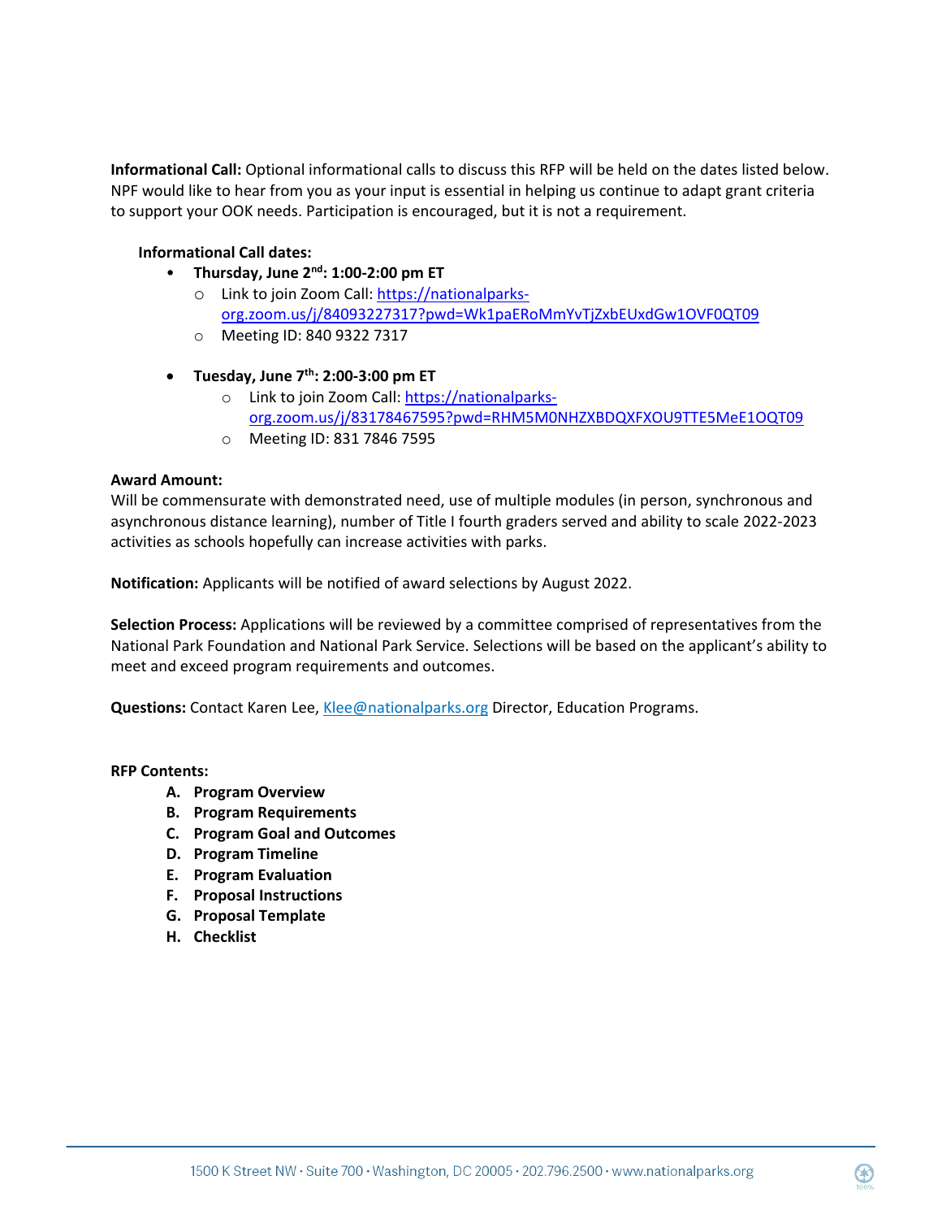**Informational Call:** Optional informational calls to discuss this RFP will be held on the dates listed below. NPF would like to hear from you as your input is essential in helping us continue to adapt grant criteria to support your OOK needs. Participation is encouraged, but it is not a requirement.

**Informational Call dates:**

- **Thursday, June 2nd: 1:00-2:00 pm ET**
  - Link to join Zoom Call: https://nationalparks-org.zoom.us/j/84093227317?pwd=Wk1paERoMmYvTjZxbEUxdGw1OVF0QT09
  - Meeting ID: 840 9322 7317

- **Tuesday, June 7th: 2:00-3:00 pm ET**
  - Link to join Zoom Call: https://nationalparks-org.zoom.us/j/83178467595?pwd=RHM5M0NHZXBDQXFXOU9TTE5MeE1OQT09
  - Meeting ID: 831 7846 7595

**Award Amount:**
Will be commensurate with demonstrated need, use of multiple modules (in person, synchronous and asynchronous distance learning), number of Title I fourth graders served and ability to scale 2022-2023 activities as schools hopefully can increase activities with parks.

**Notification:** Applicants will be notified of award selections by August 2022.

**Selection Process:** Applications will be reviewed by a committee comprised of representatives from the National Park Foundation and National Park Service. Selections will be based on the applicant's ability to meet and exceed program requirements and outcomes.

**Questions:** Contact Karen Lee, Klee@nationalparks.org Director, Education Programs.

**RFP Contents:**

A. **Program Overview**
B. **Program Requirements**
C. **Program Goal and Outcomes**
D. **Program Timeline**
E. **Program Evaluation**
F. **Proposal Instructions**
G. **Proposal Template**
H. **Checklist**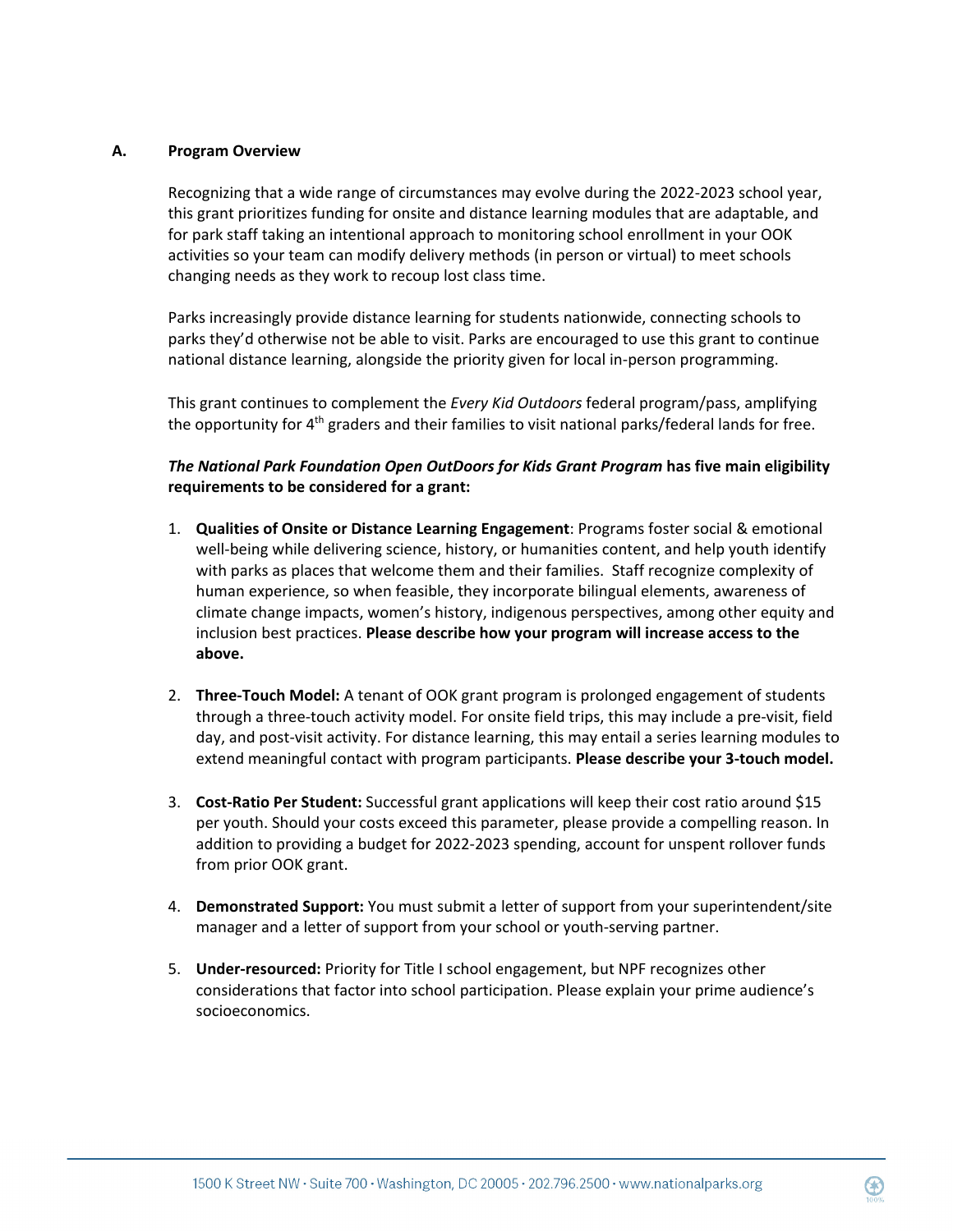## A. Program Overview

Recognizing that a wide range of circumstances may evolve during the 2022-2023 school year, this grant prioritizes funding for onsite and distance learning modules that are adaptable, and for park staff taking an intentional approach to monitoring school enrollment in your OOK activities so your team can modify delivery methods (in person or virtual) to meet schools changing needs as they work to recoup lost class time.

Parks increasingly provide distance learning for students nationwide, connecting schools to parks they'd otherwise not be able to visit. Parks are encouraged to use this grant to continue national distance learning, alongside the priority given for local in-person programming.

This grant continues to complement the *Every Kid Outdoors* federal program/pass, amplifying the opportunity for 4th graders and their families to visit national parks/federal lands for free.

***The National Park Foundation Open OutDoors for Kids Grant Program* has five main eligibility requirements to be considered for a grant:**

1. **Qualities of Onsite or Distance Learning Engagement**: Programs foster social & emotional well-being while delivering science, history, or humanities content, and help youth identify with parks as places that welcome them and their families. Staff recognize complexity of human experience, so when feasible, they incorporate bilingual elements, awareness of climate change impacts, women's history, indigenous perspectives, among other equity and inclusion best practices. **Please describe how your program will increase access to the above.**

2. **Three-Touch Model:** A tenant of OOK grant program is prolonged engagement of students through a three-touch activity model. For onsite field trips, this may include a pre-visit, field day, and post-visit activity. For distance learning, this may entail a series learning modules to extend meaningful contact with program participants. **Please describe your 3-touch model.**

3. **Cost-Ratio Per Student:** Successful grant applications will keep their cost ratio around $15 per youth. Should your costs exceed this parameter, please provide a compelling reason. In addition to providing a budget for 2022-2023 spending, account for unspent rollover funds from prior OOK grant.

4. **Demonstrated Support:** You must submit a letter of support from your superintendent/site manager and a letter of support from your school or youth-serving partner.

5. **Under-resourced:** Priority for Title I school engagement, but NPF recognizes other considerations that factor into school participation. Please explain your prime audience's socioeconomics.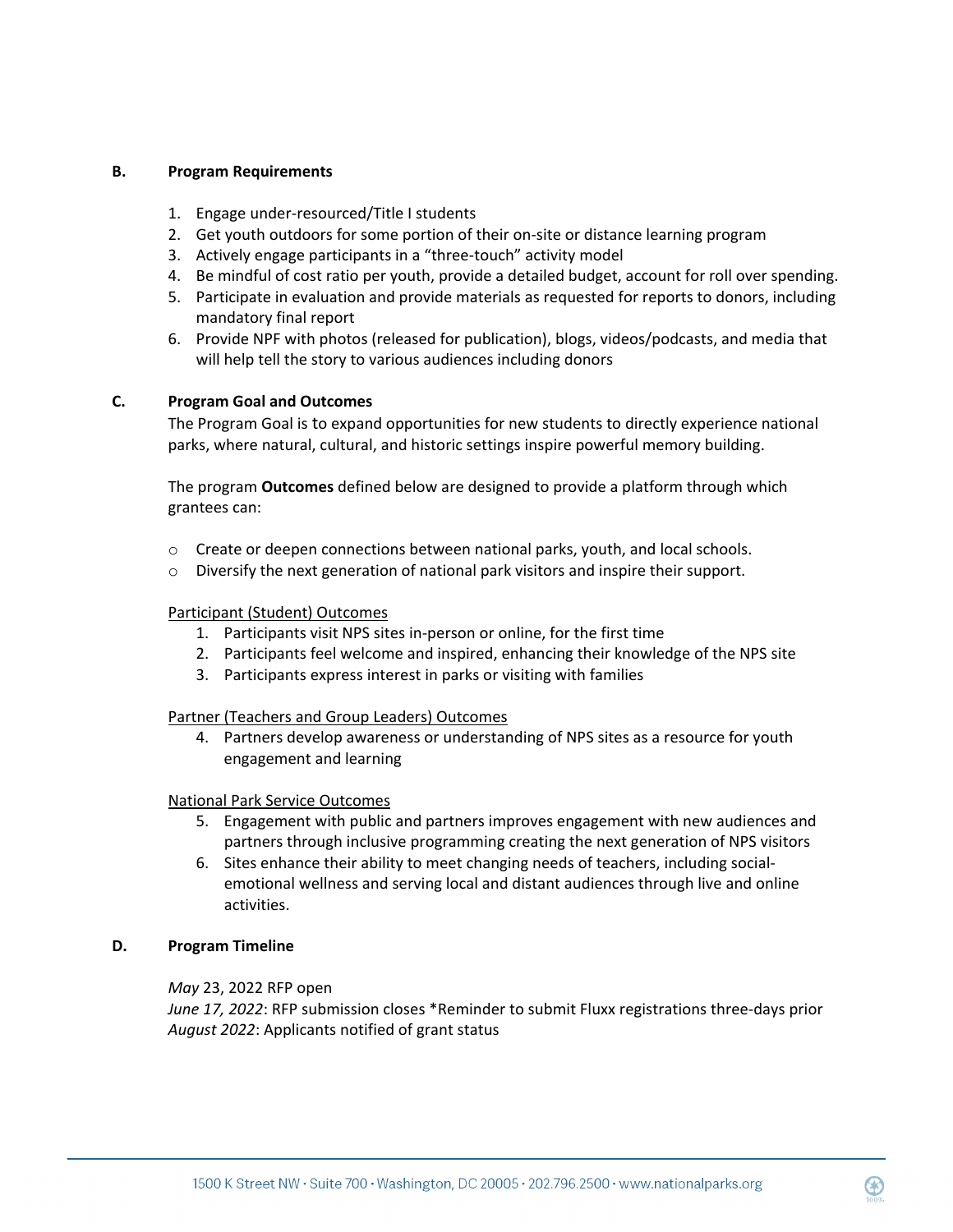## B. Program Requirements

1. Engage under-resourced/Title I students
2. Get youth outdoors for some portion of their on-site or distance learning program
3. Actively engage participants in a "three-touch" activity model
4. Be mindful of cost ratio per youth, provide a detailed budget, account for roll over spending.
5. Participate in evaluation and provide materials as requested for reports to donors, including mandatory final report
6. Provide NPF with photos (released for publication), blogs, videos/podcasts, and media that will help tell the story to various audiences including donors

## C. Program Goal and Outcomes

The Program Goal is to expand opportunities for new students to directly experience national parks, where natural, cultural, and historic settings inspire powerful memory building.

The program **Outcomes** defined below are designed to provide a platform through which grantees can:

- Create or deepen connections between national parks, youth, and local schools.
- Diversify the next generation of national park visitors and inspire their support.

<u>Participant (Student) Outcomes</u>

1. Participants visit NPS sites in-person or online, for the first time
2. Participants feel welcome and inspired, enhancing their knowledge of the NPS site
3. Participants express interest in parks or visiting with families

<u>Partner (Teachers and Group Leaders) Outcomes</u>

4. Partners develop awareness or understanding of NPS sites as a resource for youth engagement and learning

<u>National Park Service Outcomes</u>

5. Engagement with public and partners improves engagement with new audiences and partners through inclusive programming creating the next generation of NPS visitors
6. Sites enhance their ability to meet changing needs of teachers, including social-emotional wellness and serving local and distant audiences through live and online activities.

## D. Program Timeline

*May* 23, 2022 RFP open
*June 17, 2022*: RFP submission closes *Reminder to submit Fluxx registrations three-days prior
*August 2022*: Applicants notified of grant status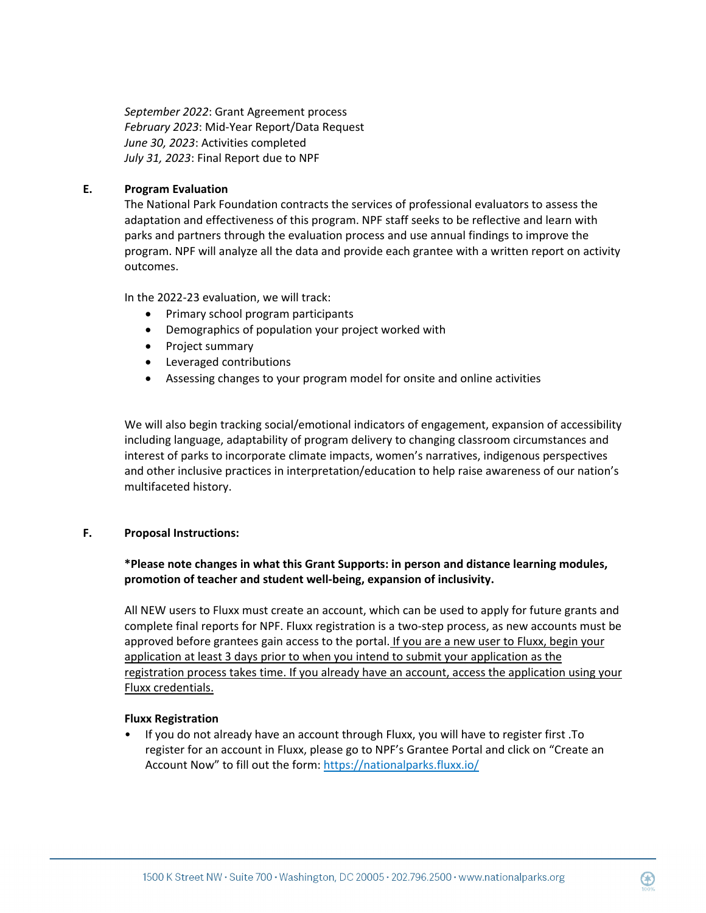*September 2022*: Grant Agreement process
*February 2023*: Mid-Year Report/Data Request
*June 30, 2023*: Activities completed
*July 31, 2023*: Final Report due to NPF

## E. Program Evaluation

The National Park Foundation contracts the services of professional evaluators to assess the adaptation and effectiveness of this program. NPF staff seeks to be reflective and learn with parks and partners through the evaluation process and use annual findings to improve the program. NPF will analyze all the data and provide each grantee with a written report on activity outcomes.

In the 2022-23 evaluation, we will track:

- Primary school program participants
- Demographics of population your project worked with
- Project summary
- Leveraged contributions
- Assessing changes to your program model for onsite and online activities

We will also begin tracking social/emotional indicators of engagement, expansion of accessibility including language, adaptability of program delivery to changing classroom circumstances and interest of parks to incorporate climate impacts, women's narratives, indigenous perspectives and other inclusive practices in interpretation/education to help raise awareness of our nation's multifaceted history.

## F. Proposal Instructions:

**\*Please note changes in what this Grant Supports: in person and distance learning modules, promotion of teacher and student well-being, expansion of inclusivity.**

All NEW users to Fluxx must create an account, which can be used to apply for future grants and complete final reports for NPF. Fluxx registration is a two-step process, as new accounts must be approved before grantees gain access to the portal. If you are a new user to Fluxx, begin your application at least 3 days prior to when you intend to submit your application as the registration process takes time. If you already have an account, access the application using your Fluxx credentials.

**Fluxx Registration**

- If you do not already have an account through Fluxx, you will have to register first .To register for an account in Fluxx, please go to NPF's Grantee Portal and click on "Create an Account Now" to fill out the form: https://nationalparks.fluxx.io/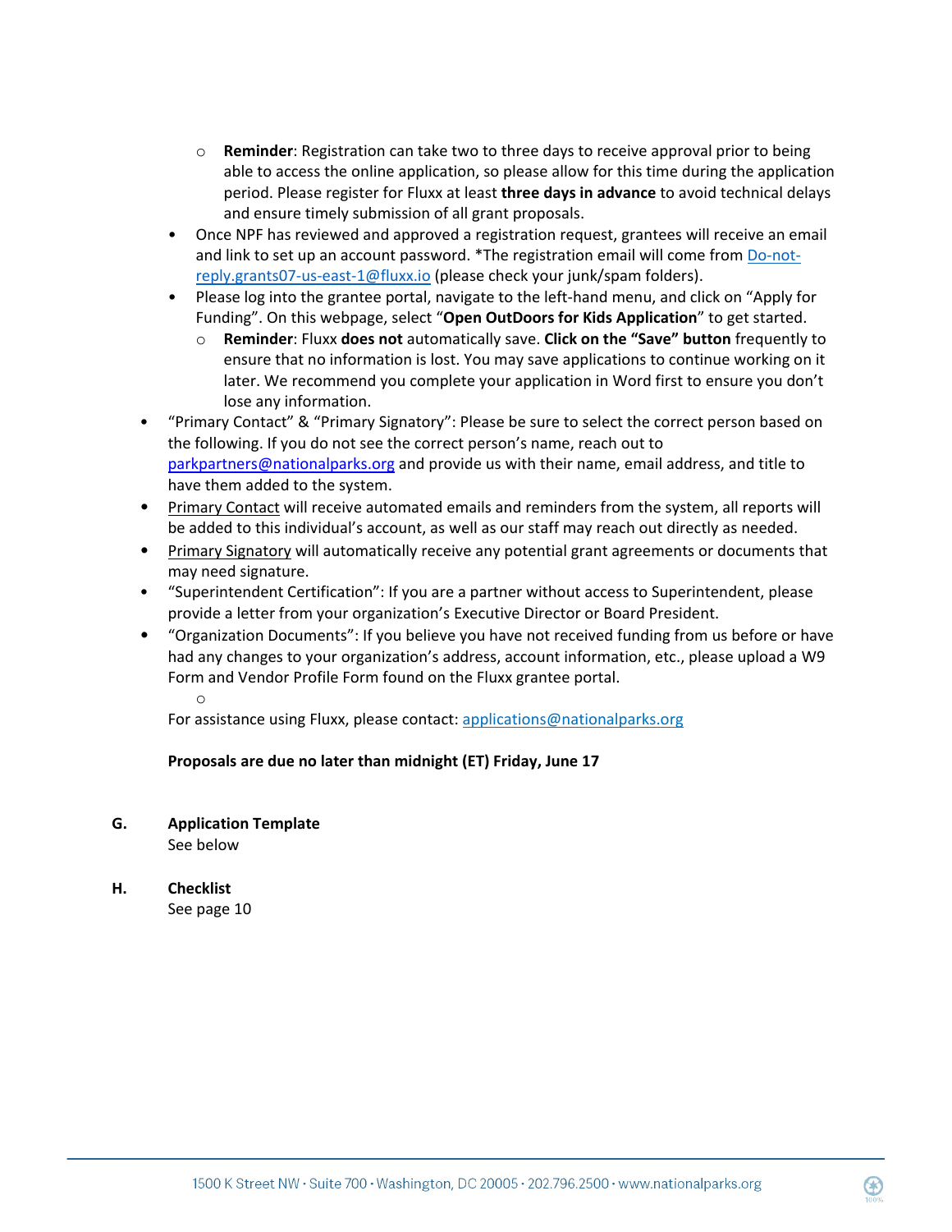- **Reminder**: Registration can take two to three days to receive approval prior to being able to access the online application, so please allow for this time during the application period. Please register for Fluxx at least **three days in advance** to avoid technical delays and ensure timely submission of all grant proposals.
  - Once NPF has reviewed and approved a registration request, grantees will receive an email and link to set up an account password. *The registration email will come from Do-not-reply.grants07-us-east-1@fluxx.io (please check your junk/spam folders).
  - Please log into the grantee portal, navigate to the left-hand menu, and click on "Apply for Funding". On this webpage, select "**Open OutDoors for Kids Application**" to get started.
    - **Reminder**: Fluxx **does not** automatically save. **Click on the "Save" button** frequently to ensure that no information is lost. You may save applications to continue working on it later. We recommend you complete your application in Word first to ensure you don't lose any information.
- "Primary Contact" & "Primary Signatory": Please be sure to select the correct person based on the following. If you do not see the correct person's name, reach out to parkpartners@nationalparks.org and provide us with their name, email address, and title to have them added to the system.
- Primary Contact will receive automated emails and reminders from the system, all reports will be added to this individual's account, as well as our staff may reach out directly as needed.
- Primary Signatory will automatically receive any potential grant agreements or documents that may need signature.
- "Superintendent Certification": If you are a partner without access to Superintendent, please provide a letter from your organization's Executive Director or Board President.
- "Organization Documents": If you believe you have not received funding from us before or have had any changes to your organization's address, account information, etc., please upload a W9 Form and Vendor Profile Form found on the Fluxx grantee portal.

For assistance using Fluxx, please contact: applications@nationalparks.org

**Proposals are due no later than midnight (ET) Friday, June 17**

## G. Application Template

See below

## H. Checklist

See page 10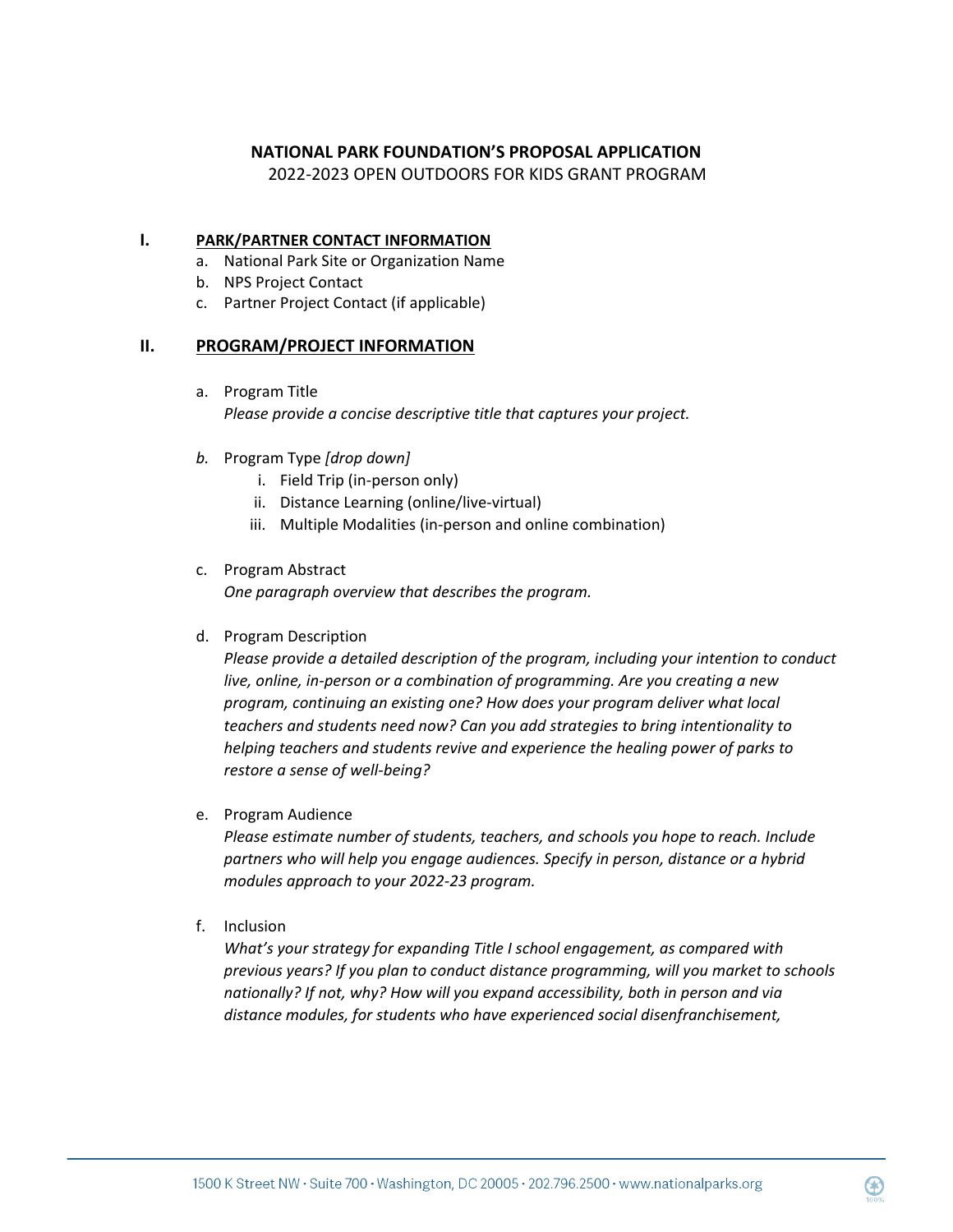**NATIONAL PARK FOUNDATION'S PROPOSAL APPLICATION**

2022-2023 OPEN OUTDOORS FOR KIDS GRANT PROGRAM

## I. PARK/PARTNER CONTACT INFORMATION

a. National Park Site or Organization Name
b. NPS Project Contact
c. Partner Project Contact (if applicable)

## II. PROGRAM/PROJECT INFORMATION

a. Program Title
*Please provide a concise descriptive title that captures your project.*

*b.* Program Type *[drop down]*
   i. Field Trip (in-person only)
   ii. Distance Learning (online/live-virtual)
   iii. Multiple Modalities (in-person and online combination)

c. Program Abstract
*One paragraph overview that describes the program.*

d. Program Description
*Please provide a detailed description of the program, including your intention to conduct live, online, in-person or a combination of programming. Are you creating a new program, continuing an existing one? How does your program deliver what local teachers and students need now? Can you add strategies to bring intentionality to helping teachers and students revive and experience the healing power of parks to restore a sense of well-being?*

e. Program Audience
*Please estimate number of students, teachers, and schools you hope to reach. Include partners who will help you engage audiences. Specify in person, distance or a hybrid modules approach to your 2022-23 program.*

f. Inclusion
*What's your strategy for expanding Title I school engagement, as compared with previous years? If you plan to conduct distance programming, will you market to schools nationally? If not, why? How will you expand accessibility, both in person and via distance modules, for students who have experienced social disenfranchisement,*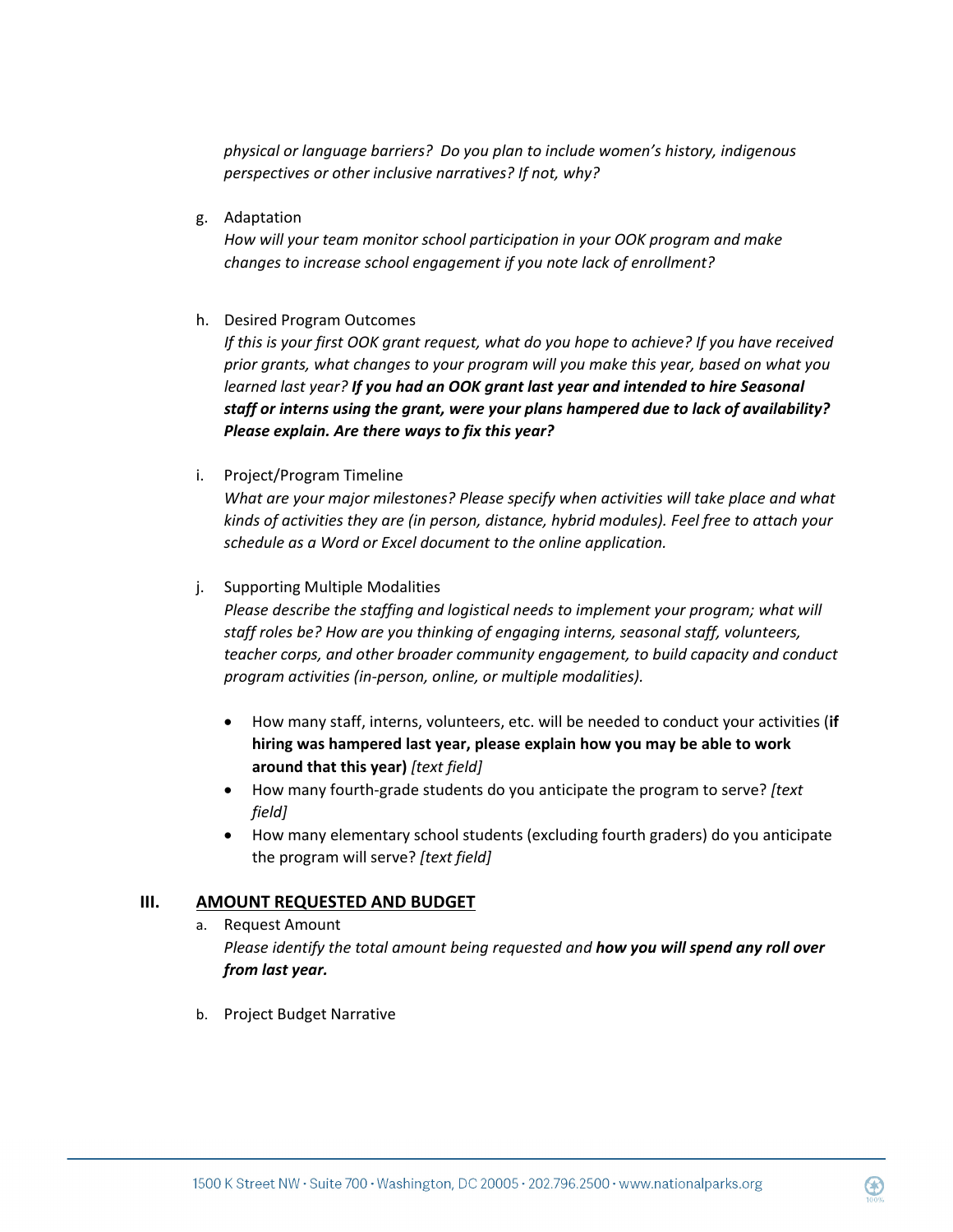*physical or language barriers? Do you plan to include women's history, indigenous perspectives or other inclusive narratives? If not, why?*

g. Adaptation
*How will your team monitor school participation in your OOK program and make changes to increase school engagement if you note lack of enrollment?*

h. Desired Program Outcomes
*If this is your first OOK grant request, what do you hope to achieve? If you have received prior grants, what changes to your program will you make this year, based on what you learned last year?* ***If you had an OOK grant last year and intended to hire Seasonal staff or interns using the grant, were your plans hampered due to lack of availability? Please explain. Are there ways to fix this year?***

i. Project/Program Timeline
*What are your major milestones? Please specify when activities will take place and what kinds of activities they are (in person, distance, hybrid modules). Feel free to attach your schedule as a Word or Excel document to the online application.*

j. Supporting Multiple Modalities
*Please describe the staffing and logistical needs to implement your program; what will staff roles be? How are you thinking of engaging interns, seasonal staff, volunteers, teacher corps, and other broader community engagement, to build capacity and conduct program activities (in-person, online, or multiple modalities).*

- How many staff, interns, volunteers, etc. will be needed to conduct your activities (**if hiring was hampered last year, please explain how you may be able to work around that this year)** *[text field]*
- How many fourth-grade students do you anticipate the program to serve? *[text field]*
- How many elementary school students (excluding fourth graders) do you anticipate the program will serve? *[text field]*

## III. AMOUNT REQUESTED AND BUDGET

a. Request Amount
*Please identify the total amount being requested and* ***how you will spend any roll over from last year.***

b. Project Budget Narrative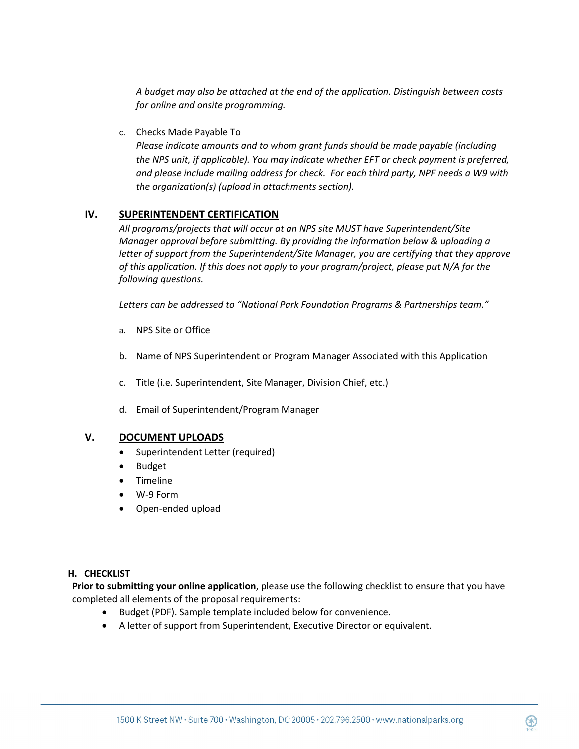*A budget may also be attached at the end of the application. Distinguish between costs for online and onsite programming.*

c. Checks Made Payable To
*Please indicate amounts and to whom grant funds should be made payable (including the NPS unit, if applicable). You may indicate whether EFT or check payment is preferred, and please include mailing address for check. For each third party, NPF needs a W9 with the organization(s) (upload in attachments section).*

## IV. SUPERINTENDENT CERTIFICATION

*All programs/projects that will occur at an NPS site MUST have Superintendent/Site Manager approval before submitting. By providing the information below & uploading a letter of support from the Superintendent/Site Manager, you are certifying that they approve of this application. If this does not apply to your program/project, please put N/A for the following questions.*

*Letters can be addressed to "National Park Foundation Programs & Partnerships team."*

a. NPS Site or Office

b. Name of NPS Superintendent or Program Manager Associated with this Application

c. Title (i.e. Superintendent, Site Manager, Division Chief, etc.)

d. Email of Superintendent/Program Manager

## V. DOCUMENT UPLOADS

- Superintendent Letter (required)
- Budget
- Timeline
- W-9 Form
- Open-ended upload

## H. CHECKLIST

**Prior to submitting your online application**, please use the following checklist to ensure that you have completed all elements of the proposal requirements:

- Budget (PDF). Sample template included below for convenience.
- A letter of support from Superintendent, Executive Director or equivalent.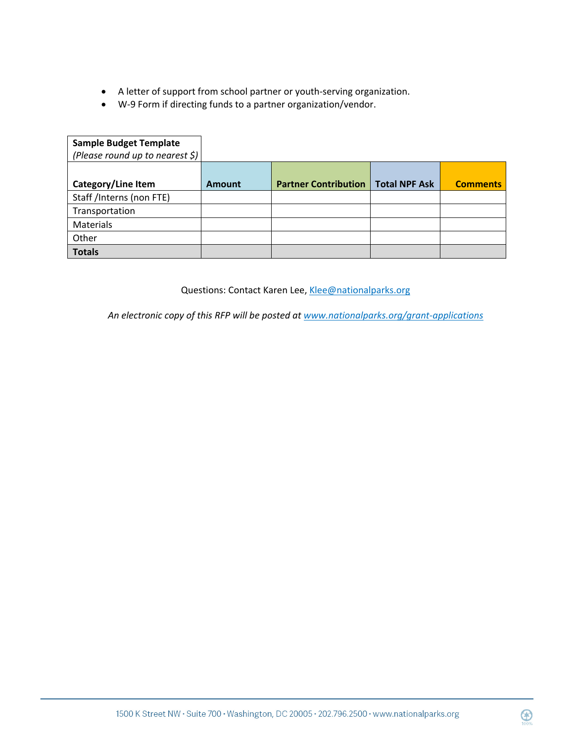- A letter of support from school partner or youth-serving organization.
- W-9 Form if directing funds to a partner organization/vendor.

| **Sample Budget Template** *(Please round up to nearest $)* **Category/Line Item** | **Amount** | **Partner Contribution** | **Total NPF Ask** | **Comments** |
|---|---|---|---|---|
| Staff /Interns (non FTE) | | | | |
| Transportation | | | | |
| Materials | | | | |
| Other | | | | |
| **Totals** | | | | |

Questions: Contact Karen Lee, Klee@nationalparks.org

*An electronic copy of this RFP will be posted at www.nationalparks.org/grant-applications*